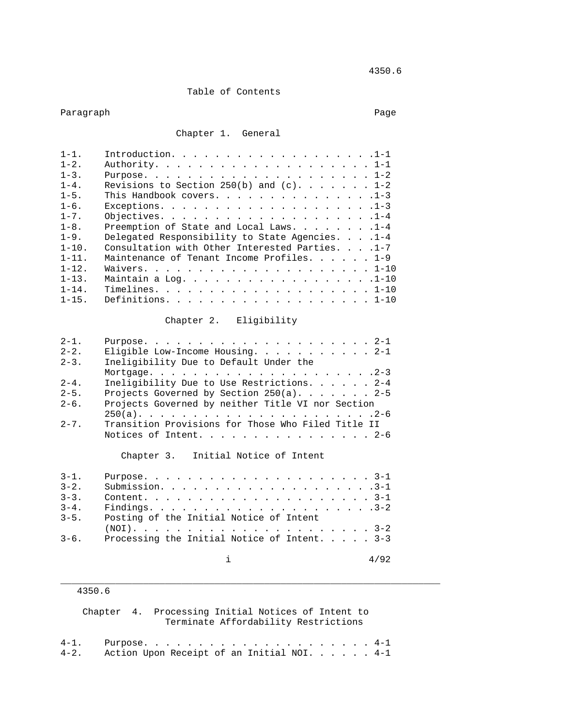## Table of Contents

| Paragraph | | Page |
|---|---|---|

### Chapter 1. General

| Paragraph | Title | Page |
|---|---|---|
| 1-1. | Introduction | 1-1 |
| 1-2. | Authority | 1-1 |
| 1-3. | Purpose | 1-2 |
| 1-4. | Revisions to Section 250(b) and (c) | 1-2 |
| 1-5. | This Handbook covers | 1-3 |
| 1-6. | Exceptions | 1-3 |
| 1-7. | Objectives | 1-4 |
| 1-8. | Preemption of State and Local Laws | 1-4 |
| 1-9. | Delegated Responsibility to State Agencies | 1-4 |
| 1-10. | Consultation with Other Interested Parties | 1-7 |
| 1-11. | Maintenance of Tenant Income Profiles | 1-9 |
| 1-12. | Waivers | 1-10 |
| 1-13. | Maintain a Log | 1-10 |
| 1-14. | Timelines | 1-10 |
| 1-15. | Definitions | 1-10 |

### Chapter 2. Eligibility

| Paragraph | Title | Page |
|---|---|---|
| 2-1. | Purpose | 2-1 |
| 2-2. | Eligible Low-Income Housing | 2-1 |
| 2-3. | Ineligibility Due to Default Under the Mortgage | 2-3 |
| 2-4. | Ineligibility Due to Use Restrictions | 2-4 |
| 2-5. | Projects Governed by Section 250(a) | 2-5 |
| 2-6. | Projects Governed by neither Title VI nor Section 250(a) | 2-6 |
| 2-7. | Transition Provisions for Those Who Filed Title II Notices of Intent | 2-6 |

### Chapter 3. Initial Notice of Intent

| Paragraph | Title | Page |
|---|---|---|
| 3-1. | Purpose | 3-1 |
| 3-2. | Submission | 3-1 |
| 3-3. | Content | 3-1 |
| 3-4. | Findings | 3-2 |
| 3-5. | Posting of the Initial Notice of Intent (NOI) | 3-2 |
| 3-6. | Processing the Initial Notice of Intent | 3-3 |

### Chapter 4. Processing Initial Notices of Intent to Terminate Affordability Restrictions

| Paragraph | Title | Page |
|---|---|---|
| 4-1. | Purpose | 4-1 |
| 4-2. | Action Upon Receipt of an Initial NOI | 4-1 |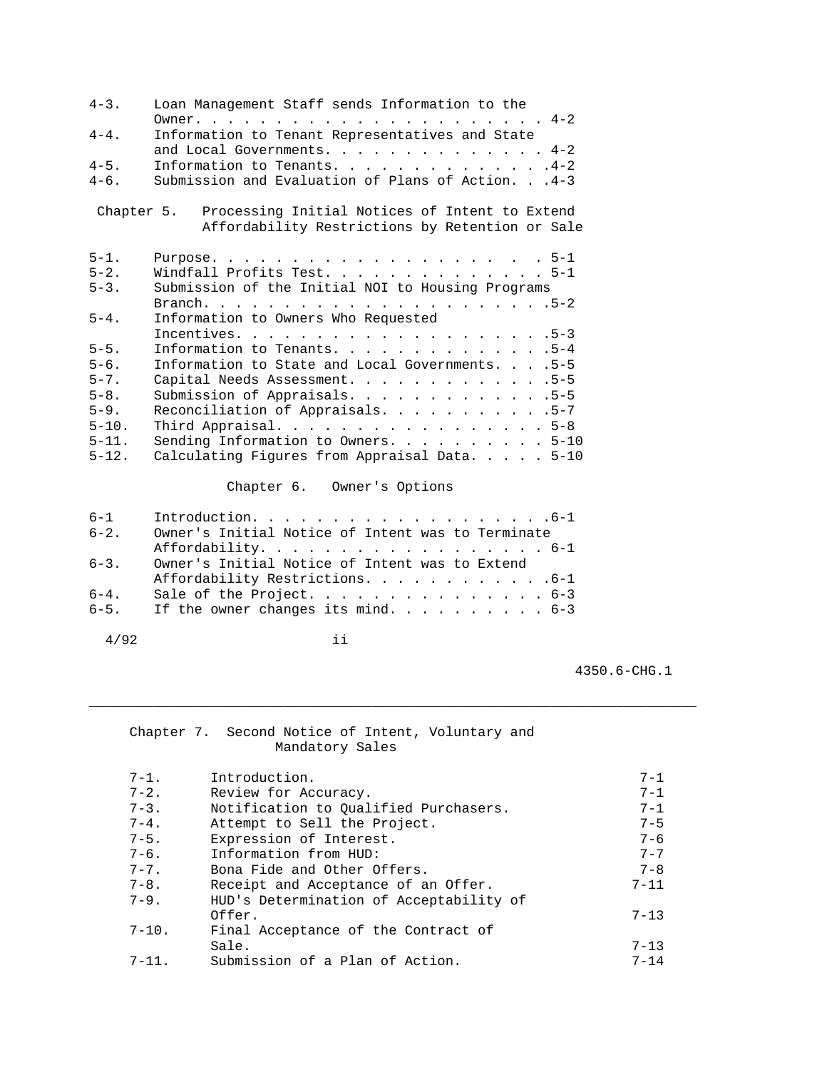| | | |
|---|---|---|
| 4-3. | Loan Management Staff sends Information to the Owner. | 4-2 |
| 4-4. | Information to Tenant Representatives and State and Local Governments. | 4-2 |
| 4-5. | Information to Tenants. | 4-2 |
| 4-6. | Submission and Evaluation of Plans of Action. | 4-3 |

## Chapter 5. Processing Initial Notices of Intent to Extend Affordability Restrictions by Retention or Sale

| | | |
|---|---|---|
| 5-1. | Purpose. | 5-1 |
| 5-2. | Windfall Profits Test. | 5-1 |
| 5-3. | Submission of the Initial NOI to Housing Programs Branch. | 5-2 |
| 5-4. | Information to Owners Who Requested Incentives. | 5-3 |
| 5-5. | Information to Tenants. | 5-4 |
| 5-6. | Information to State and Local Governments. | 5-5 |
| 5-7. | Capital Needs Assessment. | 5-5 |
| 5-8. | Submission of Appraisals. | 5-5 |
| 5-9. | Reconciliation of Appraisals. | 5-7 |
| 5-10. | Third Appraisal. | 5-8 |
| 5-11. | Sending Information to Owners. | 5-10 |
| 5-12. | Calculating Figures from Appraisal Data. | 5-10 |

## Chapter 6. Owner's Options

| | | |
|---|---|---|
| 6-1 | Introduction. | 6-1 |
| 6-2. | Owner's Initial Notice of Intent was to Terminate Affordability. | 6-1 |
| 6-3. | Owner's Initial Notice of Intent was to Extend Affordability Restrictions. | 6-1 |
| 6-4. | Sale of the Project. | 6-3 |
| 6-5. | If the owner changes its mind. | 6-3 |

4/92

4350.6-CHG.1

## Chapter 7. Second Notice of Intent, Voluntary and Mandatory Sales

| | | |
|---|---|---|
| 7-1. | Introduction. | 7-1 |
| 7-2. | Review for Accuracy. | 7-1 |
| 7-3. | Notification to Qualified Purchasers. | 7-1 |
| 7-4. | Attempt to Sell the Project. | 7-5 |
| 7-5. | Expression of Interest. | 7-6 |
| 7-6. | Information from HUD: | 7-7 |
| 7-7. | Bona Fide and Other Offers. | 7-8 |
| 7-8. | Receipt and Acceptance of an Offer. | 7-11 |
| 7-9. | HUD's Determination of Acceptability of Offer. | 7-13 |
| 7-10. | Final Acceptance of the Contract of Sale. | 7-13 |
| 7-11. | Submission of a Plan of Action. | 7-14 |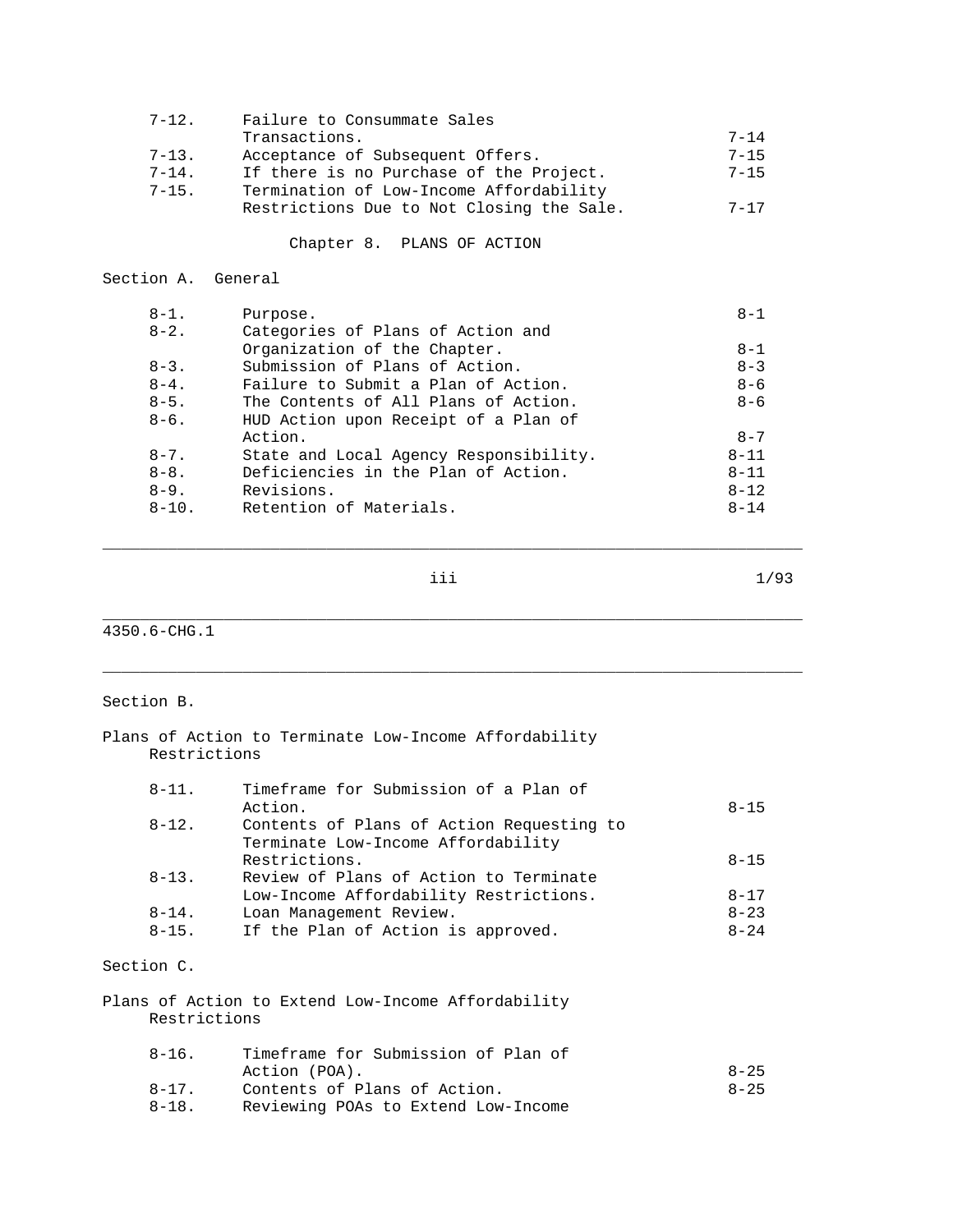| | | |
|---|---|---|
| 7-12. | Failure to Consummate Sales Transactions. | 7-14 |
| 7-13. | Acceptance of Subsequent Offers. | 7-15 |
| 7-14. | If there is no Purchase of the Project. | 7-15 |
| 7-15. | Termination of Low-Income Affordability Restrictions Due to Not Closing the Sale. | 7-17 |

## Chapter 8. PLANS OF ACTION

### Section A. General

| | | |
|---|---|---|
| 8-1. | Purpose. | 8-1 |
| 8-2. | Categories of Plans of Action and Organization of the Chapter. | 8-1 |
| 8-3. | Submission of Plans of Action. | 8-3 |
| 8-4. | Failure to Submit a Plan of Action. | 8-6 |
| 8-5. | The Contents of All Plans of Action. | 8-6 |
| 8-6. | HUD Action upon Receipt of a Plan of Action. | 8-7 |
| 8-7. | State and Local Agency Responsibility. | 8-11 |
| 8-8. | Deficiencies in the Plan of Action. | 8-11 |
| 8-9. | Revisions. | 8-12 |
| 8-10. | Retention of Materials. | 8-14 |

### Section B.

Plans of Action to Terminate Low-Income Affordability Restrictions

| | | |
|---|---|---|
| 8-11. | Timeframe for Submission of a Plan of Action. | 8-15 |
| 8-12. | Contents of Plans of Action Requesting to Terminate Low-Income Affordability Restrictions. | 8-15 |
| 8-13. | Review of Plans of Action to Terminate Low-Income Affordability Restrictions. | 8-17 |
| 8-14. | Loan Management Review. | 8-23 |
| 8-15. | If the Plan of Action is approved. | 8-24 |

### Section C.

Plans of Action to Extend Low-Income Affordability Restrictions

| | | |
|---|---|---|
| 8-16. | Timeframe for Submission of Plan of Action (POA). | 8-25 |
| 8-17. | Contents of Plans of Action. | 8-25 |
| 8-18. | Reviewing POAs to Extend Low-Income | |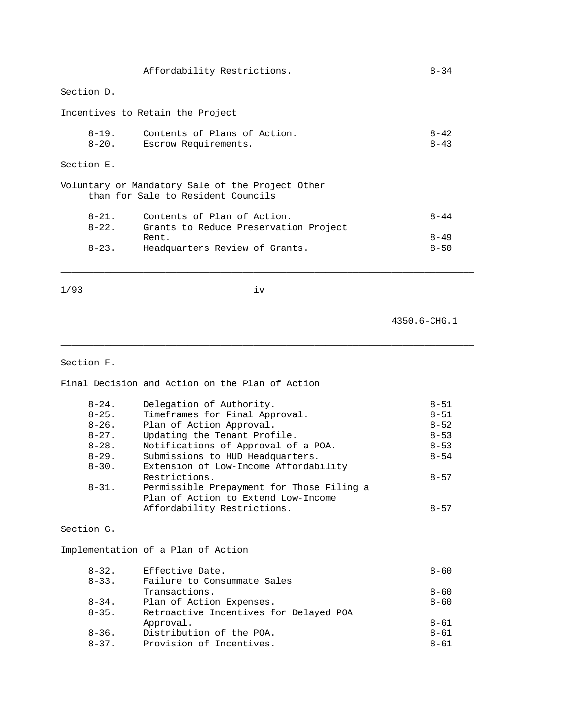| | | |
|---|---|---|
| | Affordability Restrictions. | 8-34 |

Section D.

Incentives to Retain the Project

| | | |
|---|---|---|
| 8-19. | Contents of Plans of Action. | 8-42 |
| 8-20. | Escrow Requirements. | 8-43 |

Section E.

Voluntary or Mandatory Sale of the Project Other than for Sale to Resident Councils

| | | |
|---|---|---|
| 8-21. | Contents of Plan of Action. | 8-44 |
| 8-22. | Grants to Reduce Preservation Project Rent. | 8-49 |
| 8-23. | Headquarters Review of Grants. | 8-50 |

Section F.

Final Decision and Action on the Plan of Action

| | | |
|---|---|---|
| 8-24. | Delegation of Authority. | 8-51 |
| 8-25. | Timeframes for Final Approval. | 8-51 |
| 8-26. | Plan of Action Approval. | 8-52 |
| 8-27. | Updating the Tenant Profile. | 8-53 |
| 8-28. | Notifications of Approval of a POA. | 8-53 |
| 8-29. | Submissions to HUD Headquarters. | 8-54 |
| 8-30. | Extension of Low-Income Affordability Restrictions. | 8-57 |
| 8-31. | Permissible Prepayment for Those Filing a Plan of Action to Extend Low-Income Affordability Restrictions. | 8-57 |

Section G.

Implementation of a Plan of Action

| | | |
|---|---|---|
| 8-32. | Effective Date. | 8-60 |
| 8-33. | Failure to Consummate Sales Transactions. | 8-60 |
| 8-34. | Plan of Action Expenses. | 8-60 |
| 8-35. | Retroactive Incentives for Delayed POA Approval. | 8-61 |
| 8-36. | Distribution of the POA. | 8-61 |
| 8-37. | Provision of Incentives. | 8-61 |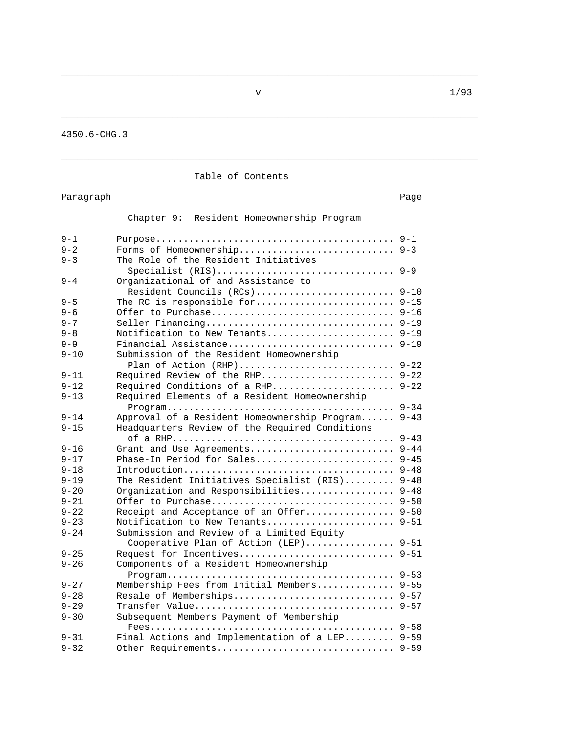4350.6-CHG.3

## Table of Contents

| Paragraph | | Page |
|---|---|---|
| | **Chapter 9: Resident Homeownership Program** | |
| 9-1 | Purpose | 9-1 |
| 9-2 | Forms of Homeownership | 9-3 |
| 9-3 | The Role of the Resident Initiatives Specialist (RIS) | 9-9 |
| 9-4 | Organizational of and Assistance to Resident Councils (RCs) | 9-10 |
| 9-5 | The RC is responsible for | 9-15 |
| 9-6 | Offer to Purchase | 9-16 |
| 9-7 | Seller Financing | 9-19 |
| 9-8 | Notification to New Tenants | 9-19 |
| 9-9 | Financial Assistance | 9-19 |
| 9-10 | Submission of the Resident Homeownership Plan of Action (RHP) | 9-22 |
| 9-11 | Required Review of the RHP | 9-22 |
| 9-12 | Required Conditions of a RHP | 9-22 |
| 9-13 | Required Elements of a Resident Homeownership Program | 9-34 |
| 9-14 | Approval of a Resident Homeownership Program | 9-43 |
| 9-15 | Headquarters Review of the Required Conditions of a RHP | 9-43 |
| 9-16 | Grant and Use Agreements | 9-44 |
| 9-17 | Phase-In Period for Sales | 9-45 |
| 9-18 | Introduction | 9-48 |
| 9-19 | The Resident Initiatives Specialist (RIS) | 9-48 |
| 9-20 | Organization and Responsibilities | 9-48 |
| 9-21 | Offer to Purchase | 9-50 |
| 9-22 | Receipt and Acceptance of an Offer | 9-50 |
| 9-23 | Notification to New Tenants | 9-51 |
| 9-24 | Submission and Review of a Limited Equity Cooperative Plan of Action (LEP) | 9-51 |
| 9-25 | Request for Incentives | 9-51 |
| 9-26 | Components of a Resident Homeownership Program | 9-53 |
| 9-27 | Membership Fees from Initial Members | 9-55 |
| 9-28 | Resale of Memberships | 9-57 |
| 9-29 | Transfer Value | 9-57 |
| 9-30 | Subsequent Members Payment of Membership Fees | 9-58 |
| 9-31 | Final Actions and Implementation of a LEP | 9-59 |
| 9-32 | Other Requirements | 9-59 |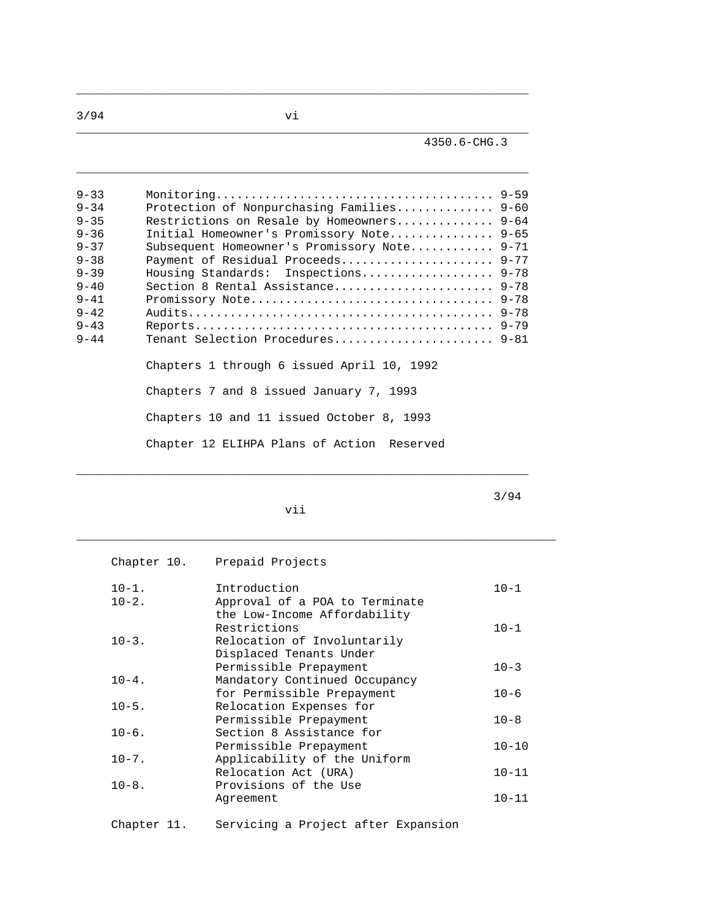| | | |
|---|---|---|
| 9-33 | Monitoring | 9-59 |
| 9-34 | Protection of Nonpurchasing Families | 9-60 |
| 9-35 | Restrictions on Resale by Homeowners | 9-64 |
| 9-36 | Initial Homeowner's Promissory Note | 9-65 |
| 9-37 | Subsequent Homeowner's Promissory Note | 9-71 |
| 9-38 | Payment of Residual Proceeds | 9-77 |
| 9-39 | Housing Standards: Inspections | 9-78 |
| 9-40 | Section 8 Rental Assistance | 9-78 |
| 9-41 | Promissory Note | 9-78 |
| 9-42 | Audits | 9-78 |
| 9-43 | Reports | 9-79 |
| 9-44 | Tenant Selection Procedures | 9-81 |

Chapters 1 through 6 issued April 10, 1992

Chapters 7 and 8 issued January 7, 1993

Chapters 10 and 11 issued October 8, 1993

Chapter 12 ELIHPA Plans of Action Reserved

---

Chapter 10. Prepaid Projects

| | | |
|---|---|---|
| 10-1. | Introduction | 10-1 |
| 10-2. | Approval of a POA to Terminate the Low-Income Affordability Restrictions | 10-1 |
| 10-3. | Relocation of Involuntarily Displaced Tenants Under Permissible Prepayment | 10-3 |
| 10-4. | Mandatory Continued Occupancy for Permissible Prepayment | 10-6 |
| 10-5. | Relocation Expenses for Permissible Prepayment | 10-8 |
| 10-6. | Section 8 Assistance for Permissible Prepayment | 10-10 |
| 10-7. | Applicability of the Uniform Relocation Act (URA) | 10-11 |
| 10-8. | Provisions of the Use Agreement | 10-11 |

Chapter 11. Servicing a Project after Expansion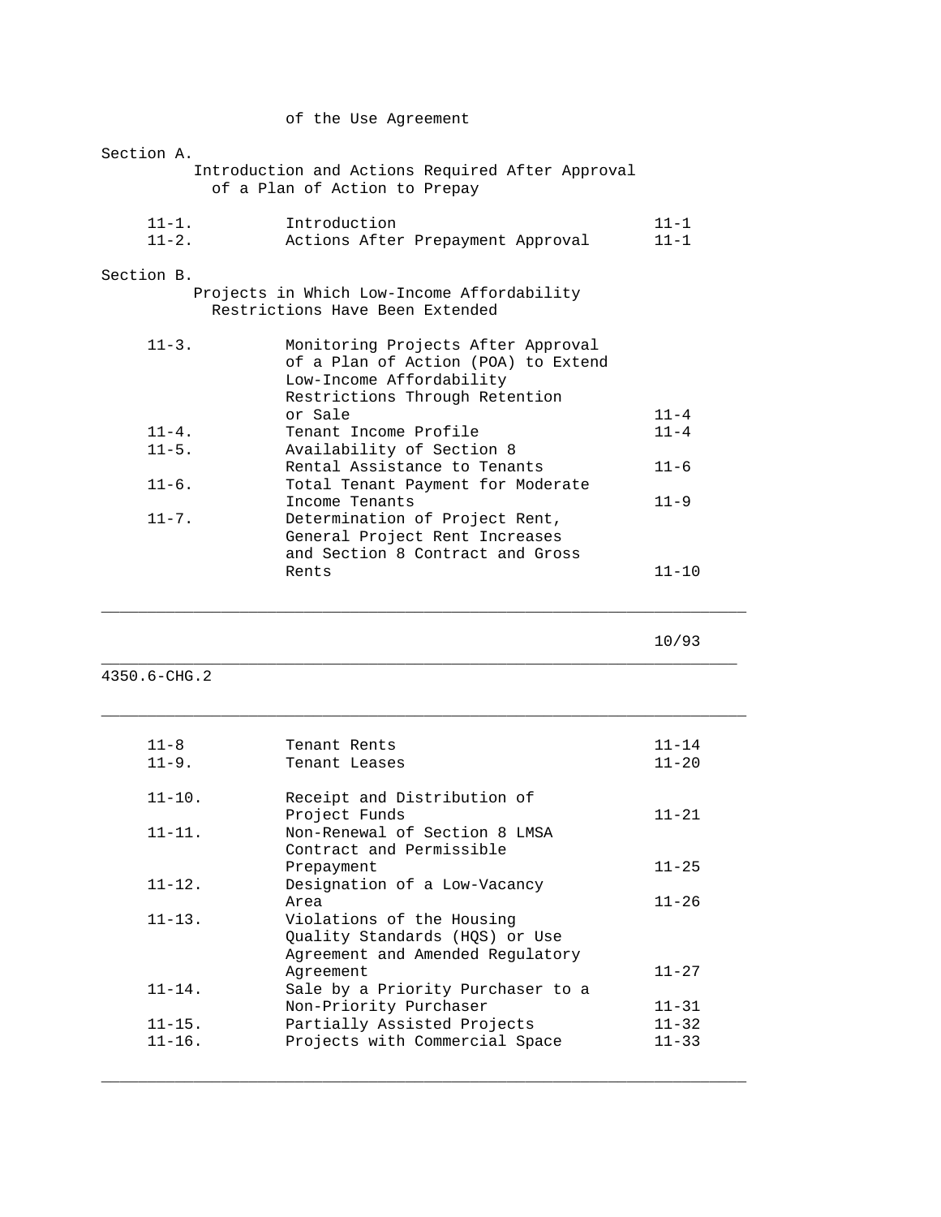of the Use Agreement

Section A.

Introduction and Actions Required After Approval of a Plan of Action to Prepay

| | | |
|---|---|---|
| 11-1. | Introduction | 11-1 |
| 11-2. | Actions After Prepayment Approval | 11-1 |

Section B.

Projects in Which Low-Income Affordability Restrictions Have Been Extended

| | | |
|---|---|---|
| 11-3. | Monitoring Projects After Approval of a Plan of Action (POA) to Extend Low-Income Affordability Restrictions Through Retention or Sale | 11-4 |
| 11-4. | Tenant Income Profile | 11-4 |
| 11-5. | Availability of Section 8 Rental Assistance to Tenants | 11-6 |
| 11-6. | Total Tenant Payment for Moderate Income Tenants | 11-9 |
| 11-7. | Determination of Project Rent, General Project Rent Increases and Section 8 Contract and Gross Rents | 11-10 |
| 11-8 | Tenant Rents | 11-14 |
| 11-9. | Tenant Leases | 11-20 |
| 11-10. | Receipt and Distribution of Project Funds | 11-21 |
| 11-11. | Non-Renewal of Section 8 LMSA Contract and Permissible Prepayment | 11-25 |
| 11-12. | Designation of a Low-Vacancy Area | 11-26 |
| 11-13. | Violations of the Housing Quality Standards (HQS) or Use Agreement and Amended Regulatory Agreement | 11-27 |
| 11-14. | Sale by a Priority Purchaser to a Non-Priority Purchaser | 11-31 |
| 11-15. | Partially Assisted Projects | 11-32 |
| 11-16. | Projects with Commercial Space | 11-33 |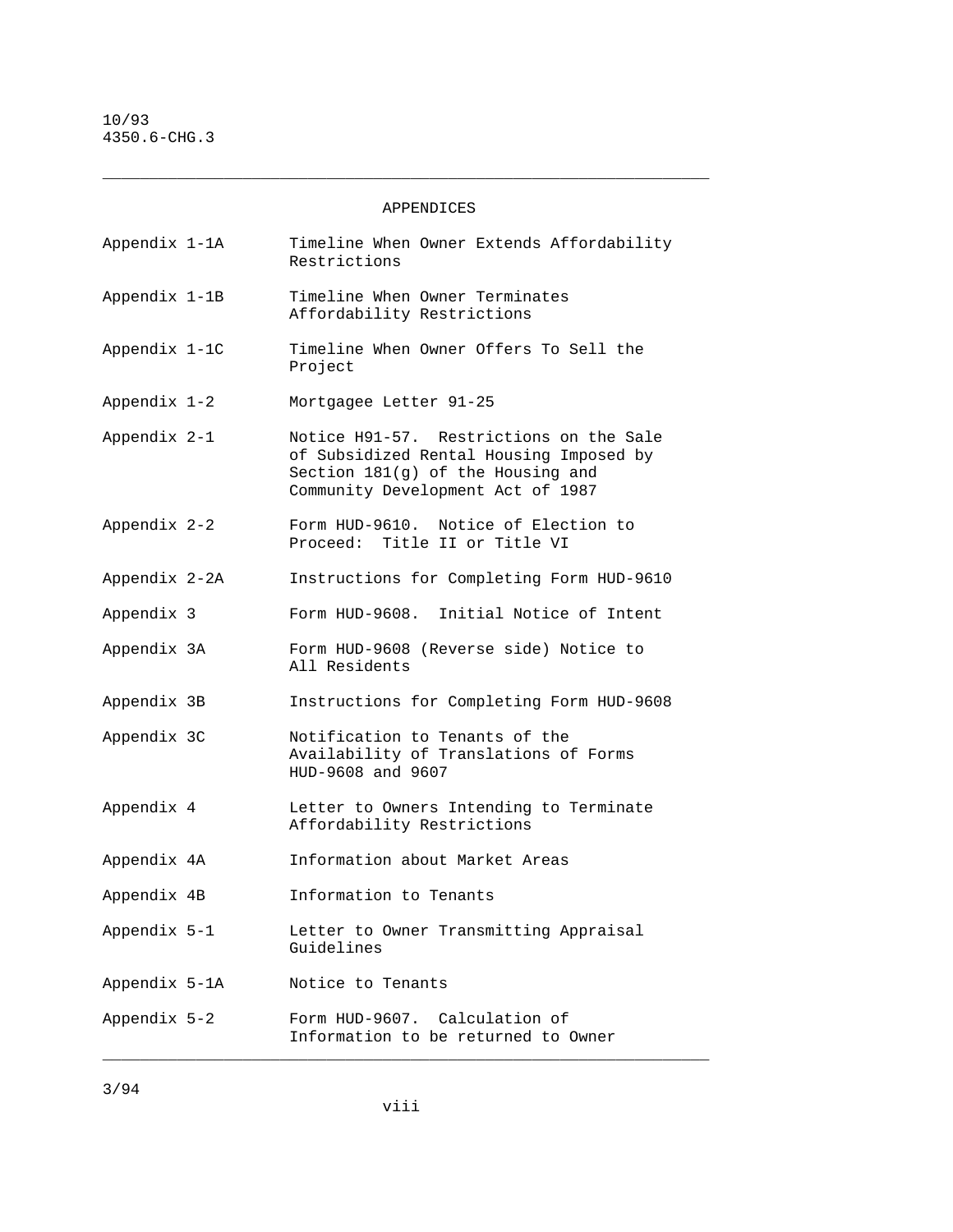## APPENDICES

| | |
|---|---|
| Appendix 1-1A | Timeline When Owner Extends Affordability Restrictions |
| Appendix 1-1B | Timeline When Owner Terminates Affordability Restrictions |
| Appendix 1-1C | Timeline When Owner Offers To Sell the Project |
| Appendix 1-2 | Mortgagee Letter 91-25 |
| Appendix 2-1 | Notice H91-57. Restrictions on the Sale of Subsidized Rental Housing Imposed by Section 181(g) of the Housing and Community Development Act of 1987 |
| Appendix 2-2 | Form HUD-9610. Notice of Election to Proceed: Title II or Title VI |
| Appendix 2-2A | Instructions for Completing Form HUD-9610 |
| Appendix 3 | Form HUD-9608. Initial Notice of Intent |
| Appendix 3A | Form HUD-9608 (Reverse side) Notice to All Residents |
| Appendix 3B | Instructions for Completing Form HUD-9608 |
| Appendix 3C | Notification to Tenants of the Availability of Translations of Forms HUD-9608 and 9607 |
| Appendix 4 | Letter to Owners Intending to Terminate Affordability Restrictions |
| Appendix 4A | Information about Market Areas |
| Appendix 4B | Information to Tenants |
| Appendix 5-1 | Letter to Owner Transmitting Appraisal Guidelines |
| Appendix 5-1A | Notice to Tenants |
| Appendix 5-2 | Form HUD-9607. Calculation of Information to be returned to Owner |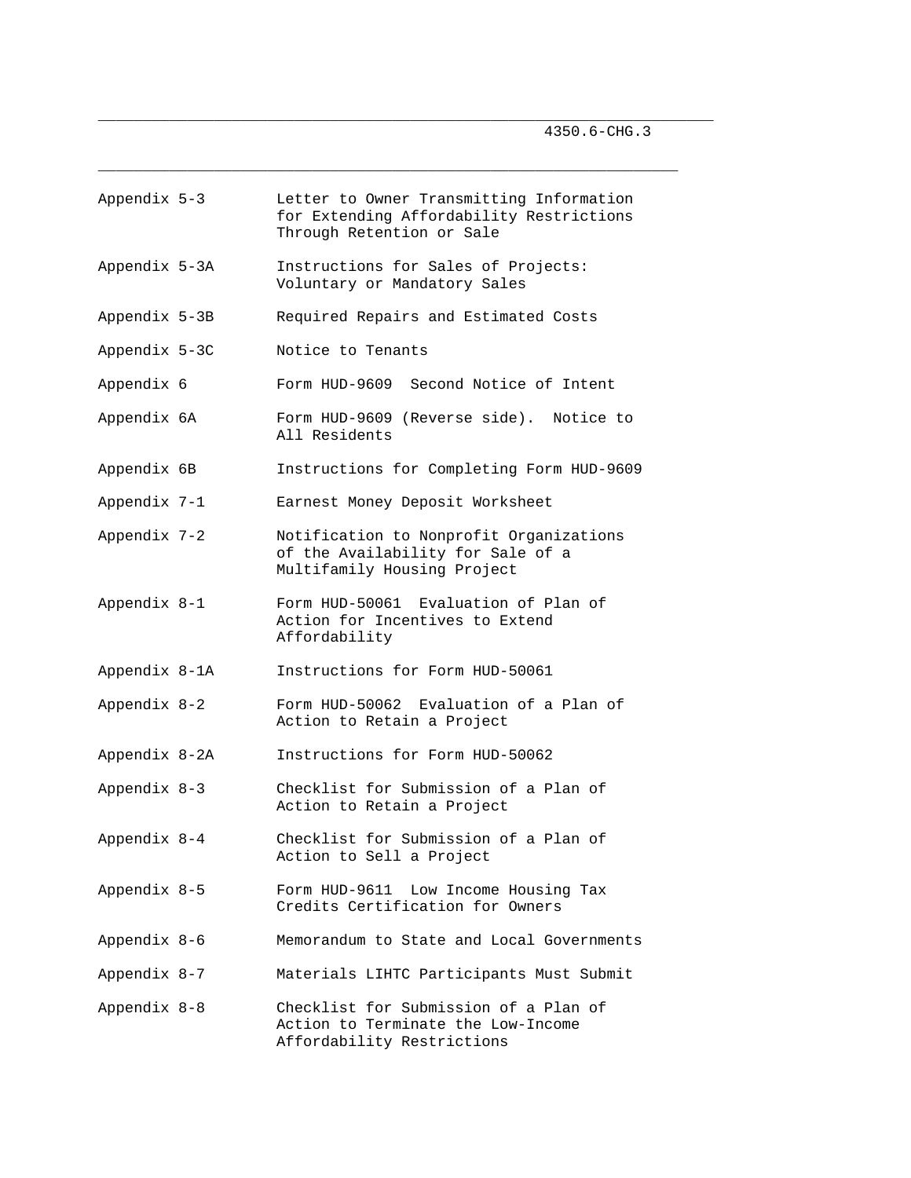| | |
|---|---|
| Appendix 5-3 | Letter to Owner Transmitting Information for Extending Affordability Restrictions Through Retention or Sale |
| Appendix 5-3A | Instructions for Sales of Projects: Voluntary or Mandatory Sales |
| Appendix 5-3B | Required Repairs and Estimated Costs |
| Appendix 5-3C | Notice to Tenants |
| Appendix 6 | Form HUD-9609 Second Notice of Intent |
| Appendix 6A | Form HUD-9609 (Reverse side). Notice to All Residents |
| Appendix 6B | Instructions for Completing Form HUD-9609 |
| Appendix 7-1 | Earnest Money Deposit Worksheet |
| Appendix 7-2 | Notification to Nonprofit Organizations of the Availability for Sale of a Multifamily Housing Project |
| Appendix 8-1 | Form HUD-50061 Evaluation of Plan of Action for Incentives to Extend Affordability |
| Appendix 8-1A | Instructions for Form HUD-50061 |
| Appendix 8-2 | Form HUD-50062 Evaluation of a Plan of Action to Retain a Project |
| Appendix 8-2A | Instructions for Form HUD-50062 |
| Appendix 8-3 | Checklist for Submission of a Plan of Action to Retain a Project |
| Appendix 8-4 | Checklist for Submission of a Plan of Action to Sell a Project |
| Appendix 8-5 | Form HUD-9611 Low Income Housing Tax Credits Certification for Owners |
| Appendix 8-6 | Memorandum to State and Local Governments |
| Appendix 8-7 | Materials LIHTC Participants Must Submit |
| Appendix 8-8 | Checklist for Submission of a Plan of Action to Terminate the Low-Income Affordability Restrictions |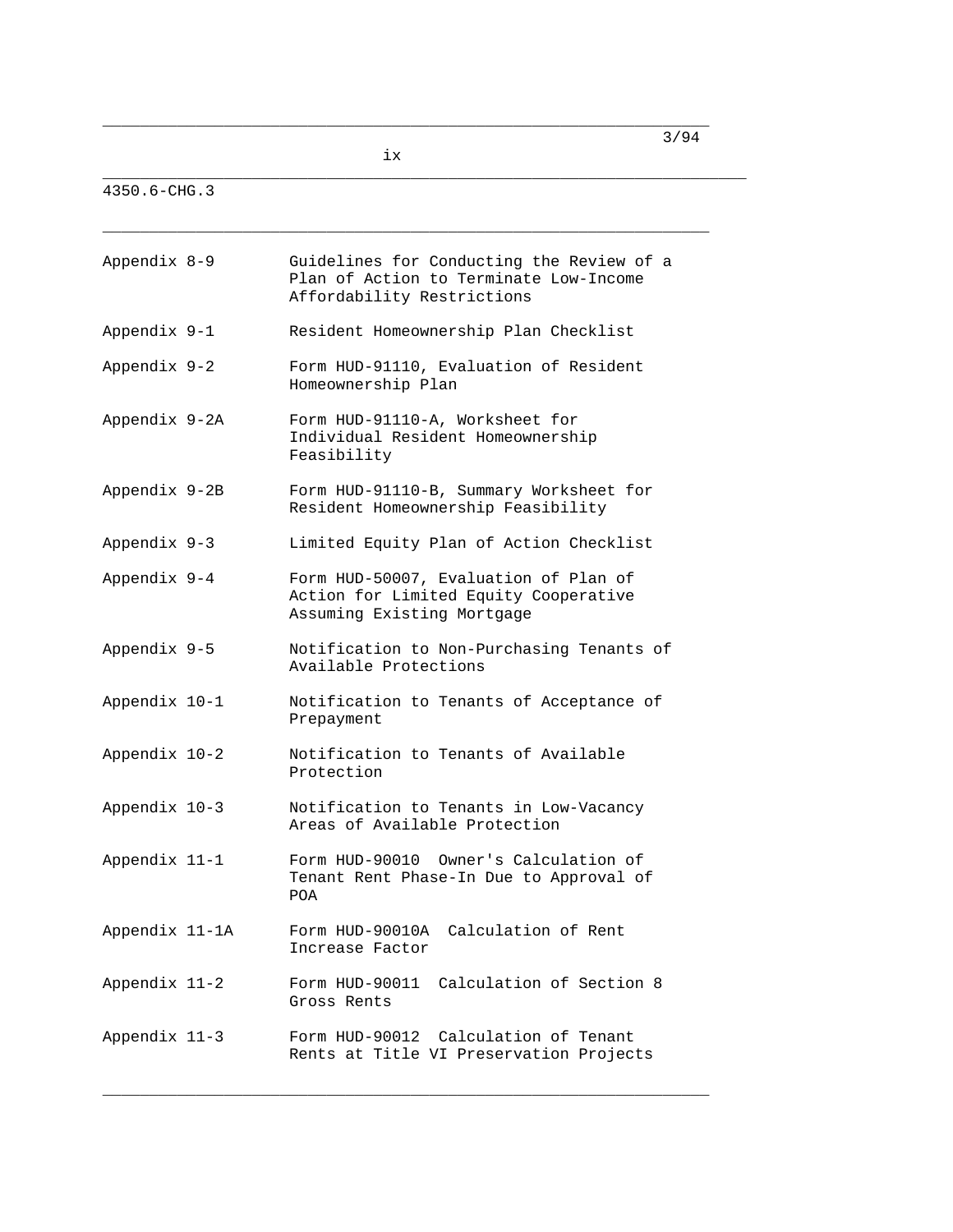| | |
|---|---|
| Appendix 8-9 | Guidelines for Conducting the Review of a Plan of Action to Terminate Low-Income Affordability Restrictions |
| Appendix 9-1 | Resident Homeownership Plan Checklist |
| Appendix 9-2 | Form HUD-91110, Evaluation of Resident Homeownership Plan |
| Appendix 9-2A | Form HUD-91110-A, Worksheet for Individual Resident Homeownership Feasibility |
| Appendix 9-2B | Form HUD-91110-B, Summary Worksheet for Resident Homeownership Feasibility |
| Appendix 9-3 | Limited Equity Plan of Action Checklist |
| Appendix 9-4 | Form HUD-50007, Evaluation of Plan of Action for Limited Equity Cooperative Assuming Existing Mortgage |
| Appendix 9-5 | Notification to Non-Purchasing Tenants of Available Protections |
| Appendix 10-1 | Notification to Tenants of Acceptance of Prepayment |
| Appendix 10-2 | Notification to Tenants of Available Protection |
| Appendix 10-3 | Notification to Tenants in Low-Vacancy Areas of Available Protection |
| Appendix 11-1 | Form HUD-90010 Owner's Calculation of Tenant Rent Phase-In Due to Approval of POA |
| Appendix 11-1A | Form HUD-90010A Calculation of Rent Increase Factor |
| Appendix 11-2 | Form HUD-90011 Calculation of Section 8 Gross Rents |
| Appendix 11-3 | Form HUD-90012 Calculation of Tenant Rents at Title VI Preservation Projects |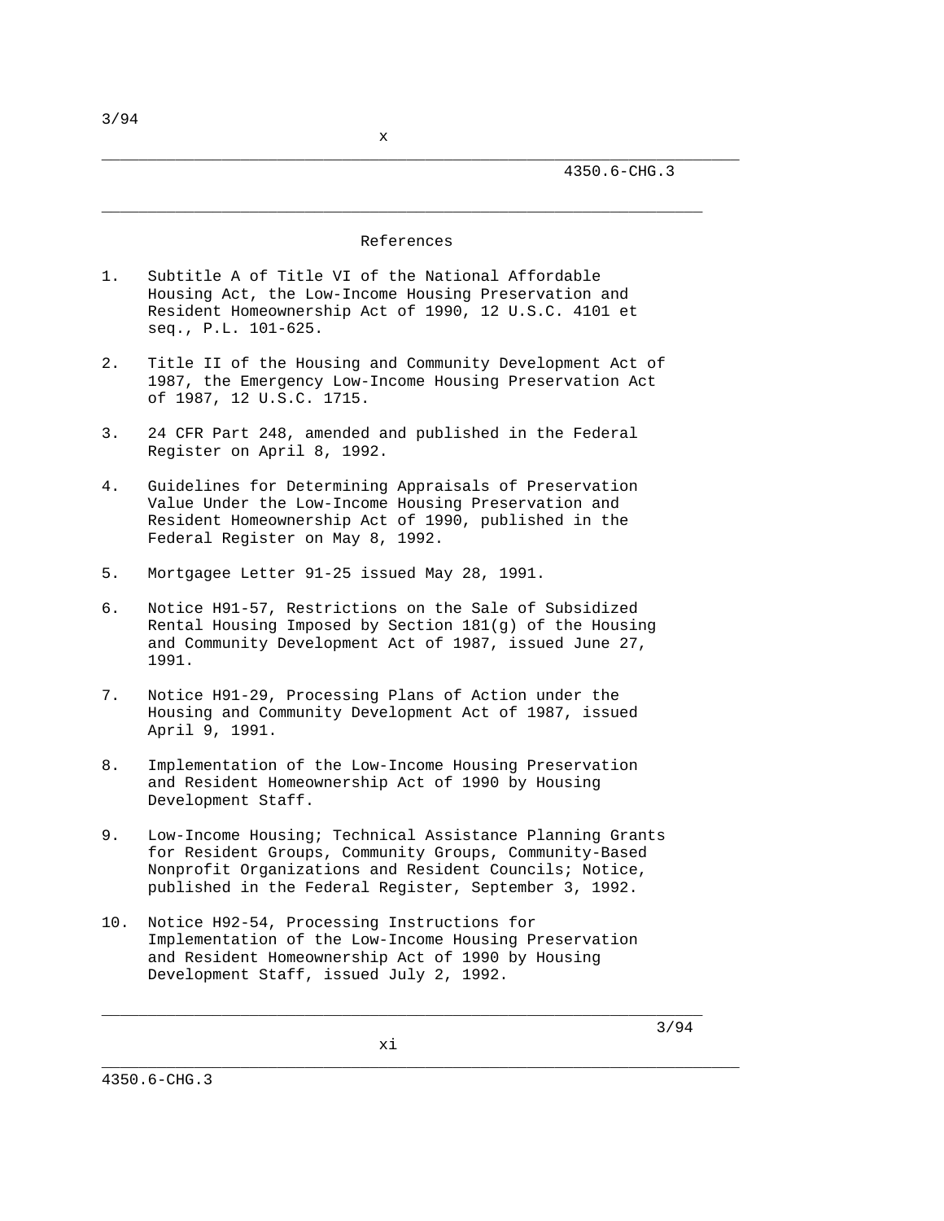## References

1. Subtitle A of Title VI of the National Affordable Housing Act, the Low-Income Housing Preservation and Resident Homeownership Act of 1990, 12 U.S.C. 4101 et seq., P.L. 101-625.

2. Title II of the Housing and Community Development Act of 1987, the Emergency Low-Income Housing Preservation Act of 1987, 12 U.S.C. 1715.

3. 24 CFR Part 248, amended and published in the Federal Register on April 8, 1992.

4. Guidelines for Determining Appraisals of Preservation Value Under the Low-Income Housing Preservation and Resident Homeownership Act of 1990, published in the Federal Register on May 8, 1992.

5. Mortgagee Letter 91-25 issued May 28, 1991.

6. Notice H91-57, Restrictions on the Sale of Subsidized Rental Housing Imposed by Section 181(g) of the Housing and Community Development Act of 1987, issued June 27, 1991.

7. Notice H91-29, Processing Plans of Action under the Housing and Community Development Act of 1987, issued April 9, 1991.

8. Implementation of the Low-Income Housing Preservation and Resident Homeownership Act of 1990 by Housing Development Staff.

9. Low-Income Housing; Technical Assistance Planning Grants for Resident Groups, Community Groups, Community-Based Nonprofit Organizations and Resident Councils; Notice, published in the Federal Register, September 3, 1992.

10. Notice H92-54, Processing Instructions for Implementation of the Low-Income Housing Preservation and Resident Homeownership Act of 1990 by Housing Development Staff, issued July 2, 1992.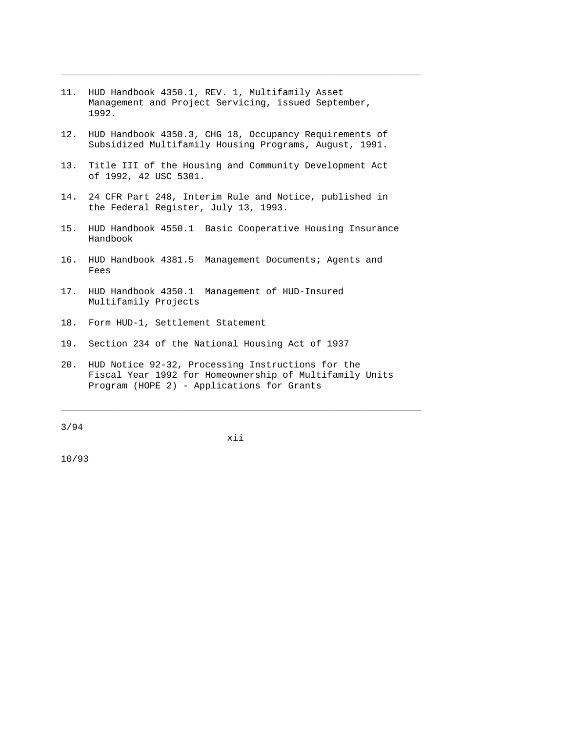11. HUD Handbook 4350.1, REV. 1, Multifamily Asset Management and Project Servicing, issued September, 1992.

12. HUD Handbook 4350.3, CHG 18, Occupancy Requirements of Subsidized Multifamily Housing Programs, August, 1991.

13. Title III of the Housing and Community Development Act of 1992, 42 USC 5301.

14. 24 CFR Part 248, Interim Rule and Notice, published in the Federal Register, July 13, 1993.

15. HUD Handbook 4550.1  Basic Cooperative Housing Insurance Handbook

16. HUD Handbook 4381.5  Management Documents; Agents and Fees

17. HUD Handbook 4350.1  Management of HUD-Insured Multifamily Projects

18. Form HUD-1, Settlement Statement

19. Section 234 of the National Housing Act of 1937

20. HUD Notice 92-32, Processing Instructions for the Fiscal Year 1992 for Homeownership of Multifamily Units Program (HOPE 2) - Applications for Grants